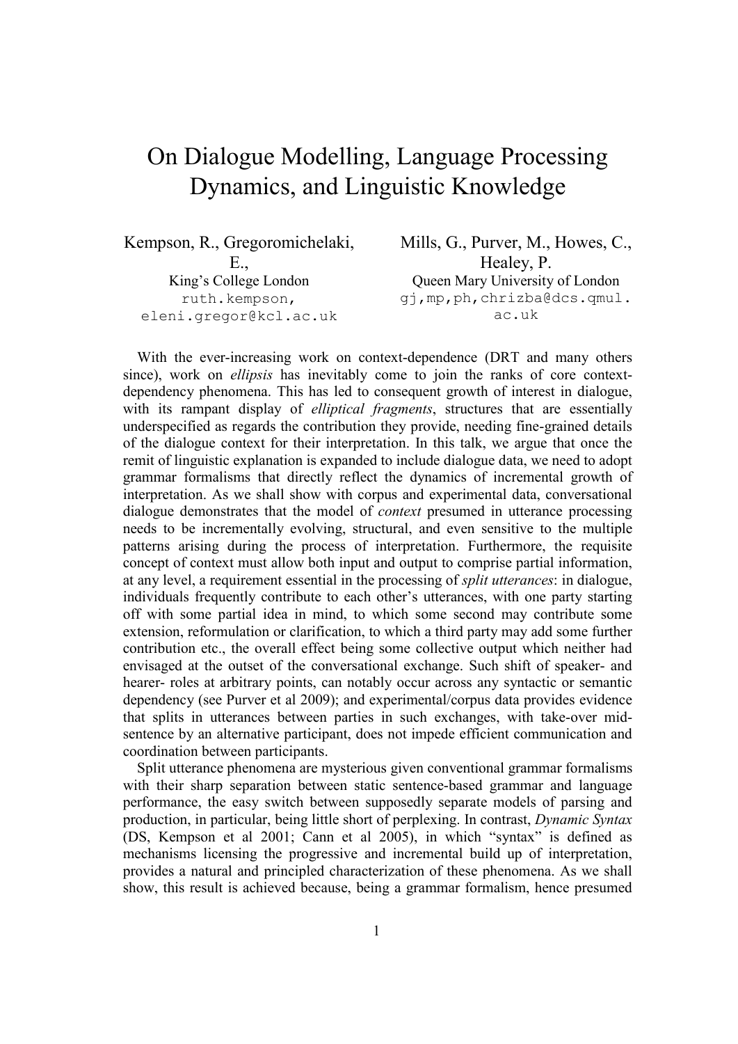# On Dialogue Modelling, Language Processing Dynamics, and Linguistic Knowledge

Kempson, R., Gregoromichelaki, E.,
King's College London
ruth.kempson, eleni.gregor@kcl.ac.uk

Mills, G., Purver, M., Howes, C., Healey, P.
Queen Mary University of London
gj,mp,ph,chrizba@dcs.qmul.ac.uk

With the ever-increasing work on context-dependence (DRT and many others since), work on *ellipsis* has inevitably come to join the ranks of core context-dependency phenomena. This has led to consequent growth of interest in dialogue, with its rampant display of *elliptical fragments*, structures that are essentially underspecified as regards the contribution they provide, needing fine-grained details of the dialogue context for their interpretation. In this talk, we argue that once the remit of linguistic explanation is expanded to include dialogue data, we need to adopt grammar formalisms that directly reflect the dynamics of incremental growth of interpretation. As we shall show with corpus and experimental data, conversational dialogue demonstrates that the model of *context* presumed in utterance processing needs to be incrementally evolving, structural, and even sensitive to the multiple patterns arising during the process of interpretation. Furthermore, the requisite concept of context must allow both input and output to comprise partial information, at any level, a requirement essential in the processing of *split utterances*: in dialogue, individuals frequently contribute to each other's utterances, with one party starting off with some partial idea in mind, to which some second may contribute some extension, reformulation or clarification, to which a third party may add some further contribution etc., the overall effect being some collective output which neither had envisaged at the outset of the conversational exchange. Such shift of speaker- and hearer- roles at arbitrary points, can notably occur across any syntactic or semantic dependency (see Purver et al 2009); and experimental/corpus data provides evidence that splits in utterances between parties in such exchanges, with take-over mid-sentence by an alternative participant, does not impede efficient communication and coordination between participants.

Split utterance phenomena are mysterious given conventional grammar formalisms with their sharp separation between static sentence-based grammar and language performance, the easy switch between supposedly separate models of parsing and production, in particular, being little short of perplexing. In contrast, *Dynamic Syntax* (DS, Kempson et al 2001; Cann et al 2005), in which "syntax" is defined as mechanisms licensing the progressive and incremental build up of interpretation, provides a natural and principled characterization of these phenomena. As we shall show, this result is achieved because, being a grammar formalism, hence presumed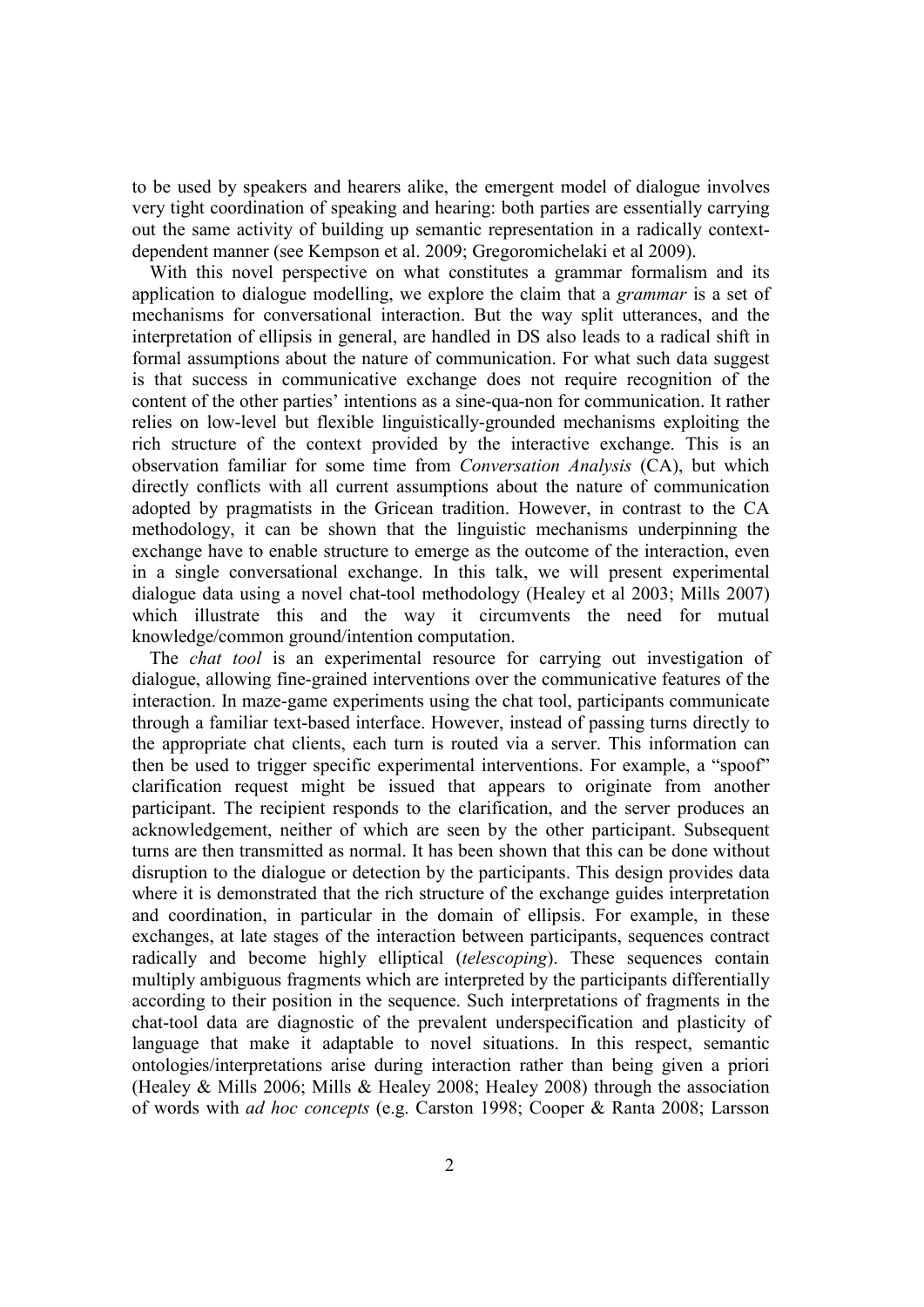to be used by speakers and hearers alike, the emergent model of dialogue involves very tight coordination of speaking and hearing: both parties are essentially carrying out the same activity of building up semantic representation in a radically context-dependent manner (see Kempson et al. 2009; Gregoromichelaki et al 2009).

With this novel perspective on what constitutes a grammar formalism and its application to dialogue modelling, we explore the claim that a *grammar* is a set of mechanisms for conversational interaction. But the way split utterances, and the interpretation of ellipsis in general, are handled in DS also leads to a radical shift in formal assumptions about the nature of communication. For what such data suggest is that success in communicative exchange does not require recognition of the content of the other parties' intentions as a sine-qua-non for communication. It rather relies on low-level but flexible linguistically-grounded mechanisms exploiting the rich structure of the context provided by the interactive exchange. This is an observation familiar for some time from *Conversation Analysis* (CA), but which directly conflicts with all current assumptions about the nature of communication adopted by pragmatists in the Gricean tradition. However, in contrast to the CA methodology, it can be shown that the linguistic mechanisms underpinning the exchange have to enable structure to emerge as the outcome of the interaction, even in a single conversational exchange. In this talk, we will present experimental dialogue data using a novel chat-tool methodology (Healey et al 2003; Mills 2007) which illustrate this and the way it circumvents the need for mutual knowledge/common ground/intention computation.

The *chat tool* is an experimental resource for carrying out investigation of dialogue, allowing fine-grained interventions over the communicative features of the interaction. In maze-game experiments using the chat tool, participants communicate through a familiar text-based interface. However, instead of passing turns directly to the appropriate chat clients, each turn is routed via a server. This information can then be used to trigger specific experimental interventions. For example, a "spoof" clarification request might be issued that appears to originate from another participant. The recipient responds to the clarification, and the server produces an acknowledgement, neither of which are seen by the other participant. Subsequent turns are then transmitted as normal. It has been shown that this can be done without disruption to the dialogue or detection by the participants. This design provides data where it is demonstrated that the rich structure of the exchange guides interpretation and coordination, in particular in the domain of ellipsis. For example, in these exchanges, at late stages of the interaction between participants, sequences contract radically and become highly elliptical (*telescoping*). These sequences contain multiply ambiguous fragments which are interpreted by the participants differentially according to their position in the sequence. Such interpretations of fragments in the chat-tool data are diagnostic of the prevalent underspecification and plasticity of language that make it adaptable to novel situations. In this respect, semantic ontologies/interpretations arise during interaction rather than being given a priori (Healey & Mills 2006; Mills & Healey 2008; Healey 2008) through the association of words with *ad hoc concepts* (e.g. Carston 1998; Cooper & Ranta 2008; Larsson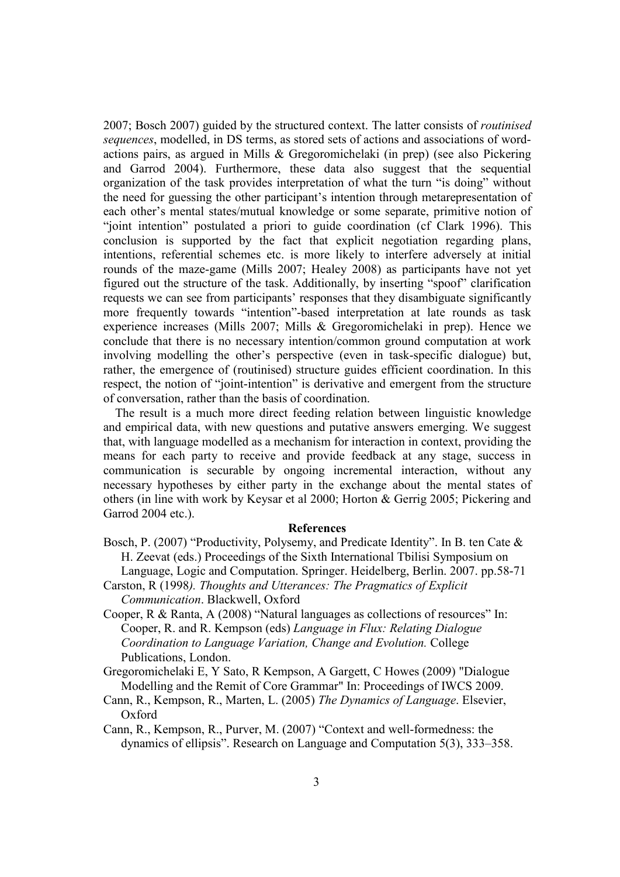2007; Bosch 2007) guided by the structured context. The latter consists of *routinised sequences*, modelled, in DS terms, as stored sets of actions and associations of word-actions pairs, as argued in Mills & Gregoromichelaki (in prep) (see also Pickering and Garrod 2004). Furthermore, these data also suggest that the sequential organization of the task provides interpretation of what the turn "is doing" without the need for guessing the other participant's intention through metarepresentation of each other's mental states/mutual knowledge or some separate, primitive notion of "joint intention" postulated a priori to guide coordination (cf Clark 1996). This conclusion is supported by the fact that explicit negotiation regarding plans, intentions, referential schemes etc. is more likely to interfere adversely at initial rounds of the maze-game (Mills 2007; Healey 2008) as participants have not yet figured out the structure of the task. Additionally, by inserting "spoof" clarification requests we can see from participants' responses that they disambiguate significantly more frequently towards "intention"-based interpretation at late rounds as task experience increases (Mills 2007; Mills & Gregoromichelaki in prep). Hence we conclude that there is no necessary intention/common ground computation at work involving modelling the other's perspective (even in task-specific dialogue) but, rather, the emergence of (routinised) structure guides efficient coordination. In this respect, the notion of "joint-intention" is derivative and emergent from the structure of conversation, rather than the basis of coordination.

The result is a much more direct feeding relation between linguistic knowledge and empirical data, with new questions and putative answers emerging. We suggest that, with language modelled as a mechanism for interaction in context, providing the means for each party to receive and provide feedback at any stage, success in communication is securable by ongoing incremental interaction, without any necessary hypotheses by either party in the exchange about the mental states of others (in line with work by Keysar et al 2000; Horton & Gerrig 2005; Pickering and Garrod 2004 etc.).

## References

Bosch, P. (2007) "Productivity, Polysemy, and Predicate Identity". In B. ten Cate & H. Zeevat (eds.) Proceedings of the Sixth International Tbilisi Symposium on Language, Logic and Computation. Springer. Heidelberg, Berlin. 2007. pp.58-71

Carston, R (1998*). Thoughts and Utterances: The Pragmatics of Explicit Communication*. Blackwell, Oxford

Cooper, R & Ranta, A (2008) "Natural languages as collections of resources" In: Cooper, R. and R. Kempson (eds) *Language in Flux: Relating Dialogue Coordination to Language Variation, Change and Evolution.* College Publications, London.

Gregoromichelaki E, Y Sato, R Kempson, A Gargett, C Howes (2009) "Dialogue Modelling and the Remit of Core Grammar" In: Proceedings of IWCS 2009.

Cann, R., Kempson, R., Marten, L. (2005) *The Dynamics of Language*. Elsevier, Oxford

Cann, R., Kempson, R., Purver, M. (2007) "Context and well-formedness: the dynamics of ellipsis". Research on Language and Computation 5(3), 333–358.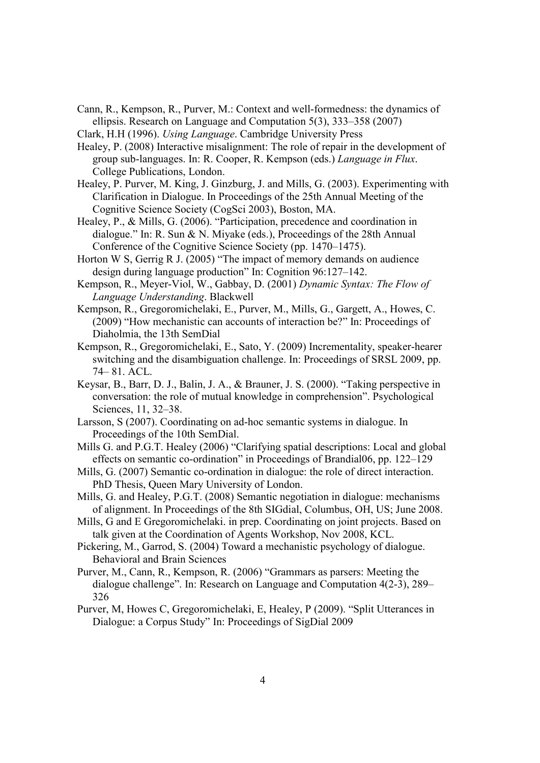Cann, R., Kempson, R., Purver, M.: Context and well-formedness: the dynamics of ellipsis. Research on Language and Computation 5(3), 333–358 (2007)

Clark, H.H (1996). *Using Language*. Cambridge University Press

Healey, P. (2008) Interactive misalignment: The role of repair in the development of group sub-languages. In: R. Cooper, R. Kempson (eds.) *Language in Flux*. College Publications, London.

Healey, P. Purver, M. King, J. Ginzburg, J. and Mills, G. (2003). Experimenting with Clarification in Dialogue. In Proceedings of the 25th Annual Meeting of the Cognitive Science Society (CogSci 2003), Boston, MA.

Healey, P., & Mills, G. (2006). "Participation, precedence and coordination in dialogue." In: R. Sun & N. Miyake (eds.), Proceedings of the 28th Annual Conference of the Cognitive Science Society (pp. 1470–1475).

Horton W S, Gerrig R J. (2005) "The impact of memory demands on audience design during language production" In: Cognition 96:127–142.

Kempson, R., Meyer-Viol, W., Gabbay, D. (2001) *Dynamic Syntax: The Flow of Language Understanding*. Blackwell

Kempson, R., Gregoromichelaki, E., Purver, M., Mills, G., Gargett, A., Howes, C. (2009) "How mechanistic can accounts of interaction be?" In: Proceedings of Diaholmia, the 13th SemDial

Kempson, R., Gregoromichelaki, E., Sato, Y. (2009) Incrementality, speaker-hearer switching and the disambiguation challenge. In: Proceedings of SRSL 2009, pp. 74– 81. ACL.

Keysar, B., Barr, D. J., Balin, J. A., & Brauner, J. S. (2000). "Taking perspective in conversation: the role of mutual knowledge in comprehension". Psychological Sciences, 11, 32–38.

Larsson, S (2007). Coordinating on ad-hoc semantic systems in dialogue. In Proceedings of the 10th SemDial.

Mills G. and P.G.T. Healey (2006) "Clarifying spatial descriptions: Local and global effects on semantic co-ordination" in Proceedings of Brandial06, pp. 122–129

Mills, G. (2007) Semantic co-ordination in dialogue: the role of direct interaction. PhD Thesis, Queen Mary University of London.

Mills, G. and Healey, P.G.T. (2008) Semantic negotiation in dialogue: mechanisms of alignment. In Proceedings of the 8th SIGdial, Columbus, OH, US; June 2008.

Mills, G and E Gregoromichelaki. in prep. Coordinating on joint projects. Based on talk given at the Coordination of Agents Workshop, Nov 2008, KCL.

Pickering, M., Garrod, S. (2004) Toward a mechanistic psychology of dialogue. Behavioral and Brain Sciences

Purver, M., Cann, R., Kempson, R. (2006) "Grammars as parsers: Meeting the dialogue challenge". In: Research on Language and Computation 4(2-3), 289–326

Purver, M, Howes C, Gregoromichelaki, E, Healey, P (2009). "Split Utterances in Dialogue: a Corpus Study" In: Proceedings of SigDial 2009